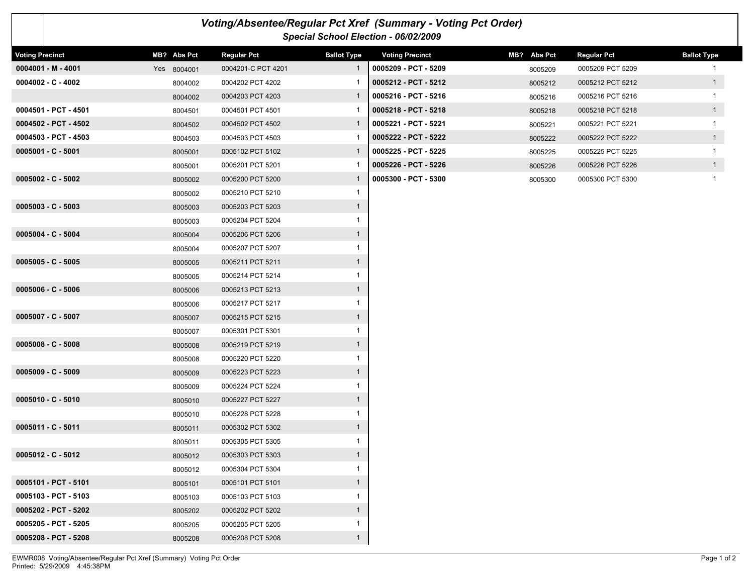# Voting/Absentee/Regular Pct Xref (Summary - Voting Pct Order)

## Special School Election - 06/02/2009

| Voting Precinct | MB? | Abs Pct | Regular Pct | Ballot Type |
|---|---|---|---|---|
| **0004001 - M - 4001** | Yes | 8004001 | 0004201-C PCT 4201 | 1 |
| **0004002 - C - 4002** | | 8004002 | 0004202 PCT 4202 | 1 |
| | | 8004002 | 0004203 PCT 4203 | 1 |
| **0004501 - PCT - 4501** | | 8004501 | 0004501 PCT 4501 | 1 |
| **0004502 - PCT - 4502** | | 8004502 | 0004502 PCT 4502 | 1 |
| **0004503 - PCT - 4503** | | 8004503 | 0004503 PCT 4503 | 1 |
| **0005001 - C - 5001** | | 8005001 | 0005102 PCT 5102 | 1 |
| | | 8005001 | 0005201 PCT 5201 | 1 |
| **0005002 - C - 5002** | | 8005002 | 0005200 PCT 5200 | 1 |
| | | 8005002 | 0005210 PCT 5210 | 1 |
| **0005003 - C - 5003** | | 8005003 | 0005203 PCT 5203 | 1 |
| | | 8005003 | 0005204 PCT 5204 | 1 |
| **0005004 - C - 5004** | | 8005004 | 0005206 PCT 5206 | 1 |
| | | 8005004 | 0005207 PCT 5207 | 1 |
| **0005005 - C - 5005** | | 8005005 | 0005211 PCT 5211 | 1 |
| | | 8005005 | 0005214 PCT 5214 | 1 |
| **0005006 - C - 5006** | | 8005006 | 0005213 PCT 5213 | 1 |
| | | 8005006 | 0005217 PCT 5217 | 1 |
| **0005007 - C - 5007** | | 8005007 | 0005215 PCT 5215 | 1 |
| | | 8005007 | 0005301 PCT 5301 | 1 |
| **0005008 - C - 5008** | | 8005008 | 0005219 PCT 5219 | 1 |
| | | 8005008 | 0005220 PCT 5220 | 1 |
| **0005009 - C - 5009** | | 8005009 | 0005223 PCT 5223 | 1 |
| | | 8005009 | 0005224 PCT 5224 | 1 |
| **0005010 - C - 5010** | | 8005010 | 0005227 PCT 5227 | 1 |
| | | 8005010 | 0005228 PCT 5228 | 1 |
| **0005011 - C - 5011** | | 8005011 | 0005302 PCT 5302 | 1 |
| | | 8005011 | 0005305 PCT 5305 | 1 |
| **0005012 - C - 5012** | | 8005012 | 0005303 PCT 5303 | 1 |
| | | 8005012 | 0005304 PCT 5304 | 1 |
| **0005101 - PCT - 5101** | | 8005101 | 0005101 PCT 5101 | 1 |
| **0005103 - PCT - 5103** | | 8005103 | 0005103 PCT 5103 | 1 |
| **0005202 - PCT - 5202** | | 8005202 | 0005202 PCT 5202 | 1 |
| **0005205 - PCT - 5205** | | 8005205 | 0005205 PCT 5205 | 1 |
| **0005208 - PCT - 5208** | | 8005208 | 0005208 PCT 5208 | 1 |
| **0005209 - PCT - 5209** | | 8005209 | 0005209 PCT 5209 | 1 |
| **0005212 - PCT - 5212** | | 8005212 | 0005212 PCT 5212 | 1 |
| **0005216 - PCT - 5216** | | 8005216 | 0005216 PCT 5216 | 1 |
| **0005218 - PCT - 5218** | | 8005218 | 0005218 PCT 5218 | 1 |
| **0005221 - PCT - 5221** | | 8005221 | 0005221 PCT 5221 | 1 |
| **0005222 - PCT - 5222** | | 8005222 | 0005222 PCT 5222 | 1 |
| **0005225 - PCT - 5225** | | 8005225 | 0005225 PCT 5225 | 1 |
| **0005226 - PCT - 5226** | | 8005226 | 0005226 PCT 5226 | 1 |
| **0005300 - PCT - 5300** | | 8005300 | 0005300 PCT 5300 | 1 |

EWMR008 Voting/Absentee/Regular Pct Xref (Summary) Voting Pct Order
Printed: 5/29/2009 4:45:38PM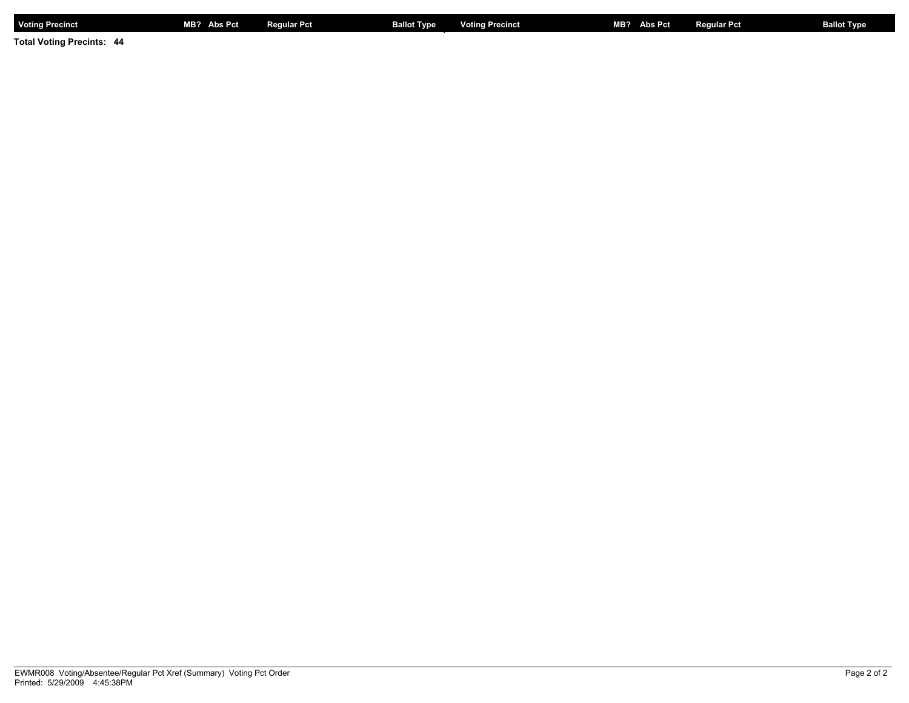| Voting Precinct | MB? | Abs Pct | Regular Pct | Ballot Type | Voting Precinct | MB? | Abs Pct | Regular Pct | Ballot Type |
|---|---|---|---|---|---|---|---|---|---|

**Total Voting Precints: 44**